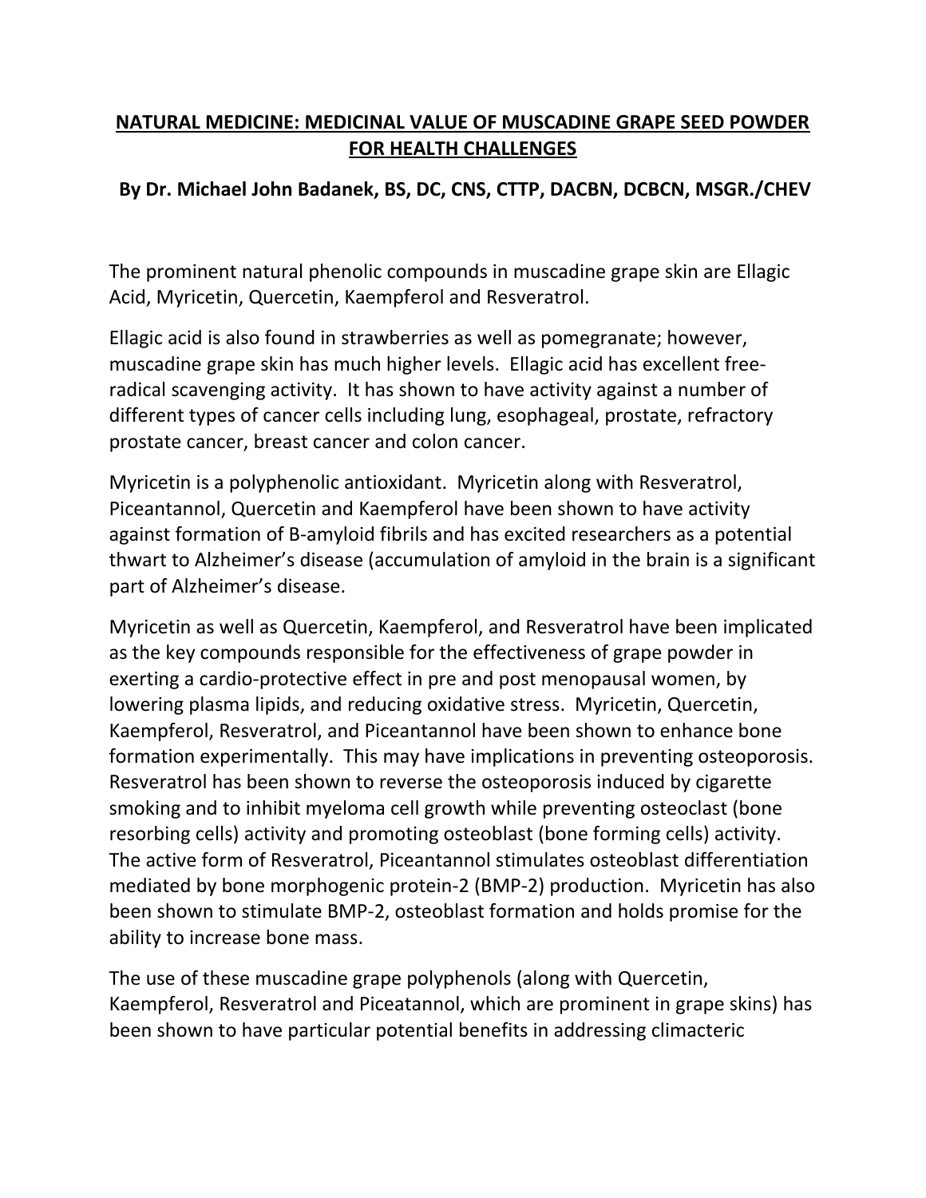# **NATURAL MEDICINE: MEDICINAL VALUE OF MUSCADINE GRAPE SEED POWDER FOR HEALTH CHALLENGES**

**By Dr. Michael John Badanek, BS, DC, CNS, CTTP, DACBN, DCBCN, MSGR./CHEV**

The prominent natural phenolic compounds in muscadine grape skin are Ellagic Acid, Myricetin, Quercetin, Kaempferol and Resveratrol.

Ellagic acid is also found in strawberries as well as pomegranate; however, muscadine grape skin has much higher levels. Ellagic acid has excellent free-radical scavenging activity. It has shown to have activity against a number of different types of cancer cells including lung, esophageal, prostate, refractory prostate cancer, breast cancer and colon cancer.

Myricetin is a polyphenolic antioxidant. Myricetin along with Resveratrol, Piceantannol, Quercetin and Kaempferol have been shown to have activity against formation of B-amyloid fibrils and has excited researchers as a potential thwart to Alzheimer's disease (accumulation of amyloid in the brain is a significant part of Alzheimer's disease.

Myricetin as well as Quercetin, Kaempferol, and Resveratrol have been implicated as the key compounds responsible for the effectiveness of grape powder in exerting a cardio-protective effect in pre and post menopausal women, by lowering plasma lipids, and reducing oxidative stress. Myricetin, Quercetin, Kaempferol, Resveratrol, and Piceantannol have been shown to enhance bone formation experimentally. This may have implications in preventing osteoporosis. Resveratrol has been shown to reverse the osteoporosis induced by cigarette smoking and to inhibit myeloma cell growth while preventing osteoclast (bone resorbing cells) activity and promoting osteoblast (bone forming cells) activity. The active form of Resveratrol, Piceantannol stimulates osteoblast differentiation mediated by bone morphogenic protein-2 (BMP-2) production. Myricetin has also been shown to stimulate BMP-2, osteoblast formation and holds promise for the ability to increase bone mass.

The use of these muscadine grape polyphenols (along with Quercetin, Kaempferol, Resveratrol and Piceatannol, which are prominent in grape skins) has been shown to have particular potential benefits in addressing climacteric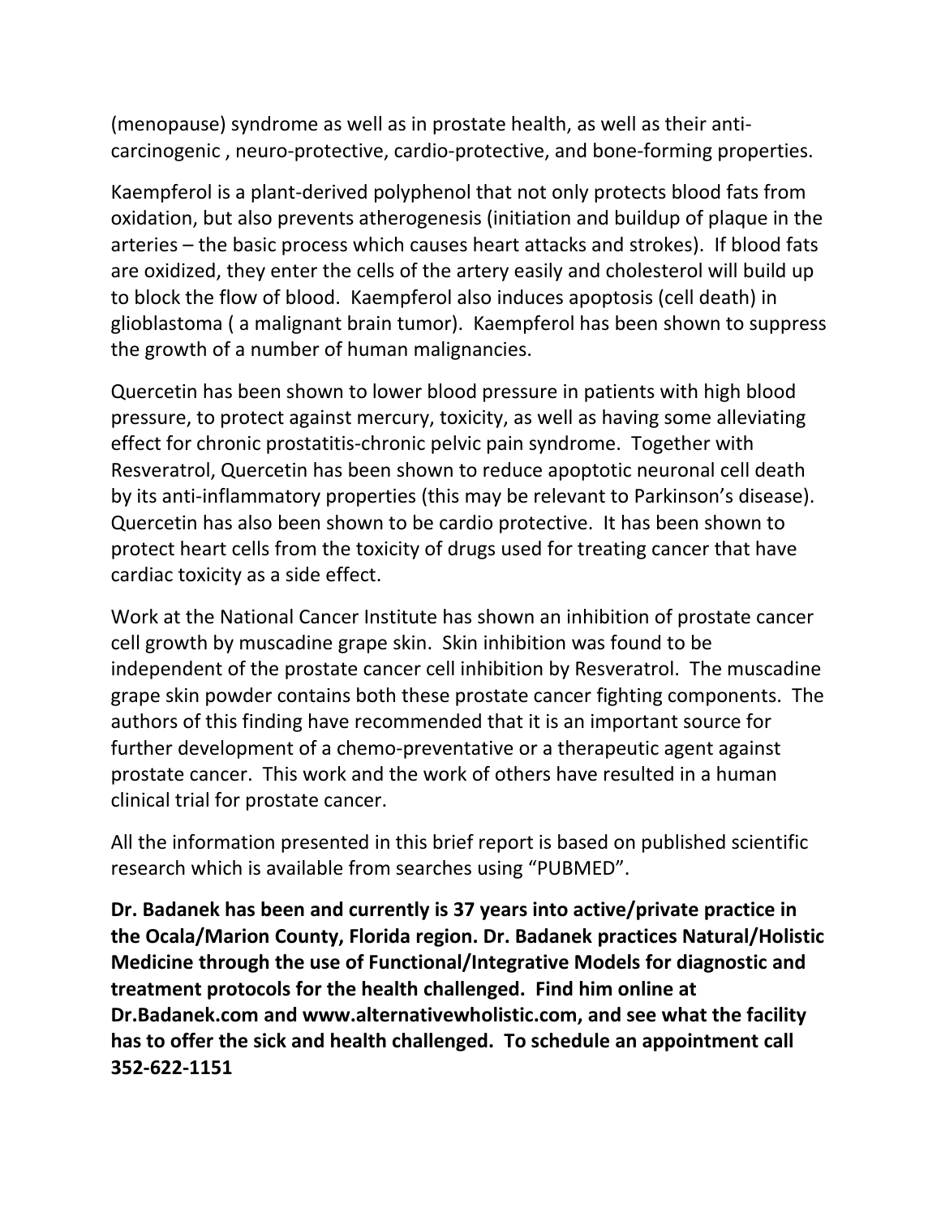(menopause) syndrome as well as in prostate health, as well as their anti-carcinogenic , neuro-protective, cardio-protective, and bone-forming properties.

Kaempferol is a plant-derived polyphenol that not only protects blood fats from oxidation, but also prevents atherogenesis (initiation and buildup of plaque in the arteries – the basic process which causes heart attacks and strokes). If blood fats are oxidized, they enter the cells of the artery easily and cholesterol will build up to block the flow of blood. Kaempferol also induces apoptosis (cell death) in glioblastoma ( a malignant brain tumor). Kaempferol has been shown to suppress the growth of a number of human malignancies.

Quercetin has been shown to lower blood pressure in patients with high blood pressure, to protect against mercury, toxicity, as well as having some alleviating effect for chronic prostatitis-chronic pelvic pain syndrome. Together with Resveratrol, Quercetin has been shown to reduce apoptotic neuronal cell death by its anti-inflammatory properties (this may be relevant to Parkinson's disease). Quercetin has also been shown to be cardio protective. It has been shown to protect heart cells from the toxicity of drugs used for treating cancer that have cardiac toxicity as a side effect.

Work at the National Cancer Institute has shown an inhibition of prostate cancer cell growth by muscadine grape skin. Skin inhibition was found to be independent of the prostate cancer cell inhibition by Resveratrol. The muscadine grape skin powder contains both these prostate cancer fighting components. The authors of this finding have recommended that it is an important source for further development of a chemo-preventative or a therapeutic agent against prostate cancer. This work and the work of others have resulted in a human clinical trial for prostate cancer.

All the information presented in this brief report is based on published scientific research which is available from searches using "PUBMED".

**Dr. Badanek has been and currently is 37 years into active/private practice in the Ocala/Marion County, Florida region. Dr. Badanek practices Natural/Holistic Medicine through the use of Functional/Integrative Models for diagnostic and treatment protocols for the health challenged. Find him online at Dr.Badanek.com and www.alternativewholistic.com, and see what the facility has to offer the sick and health challenged. To schedule an appointment call 352-622-1151**